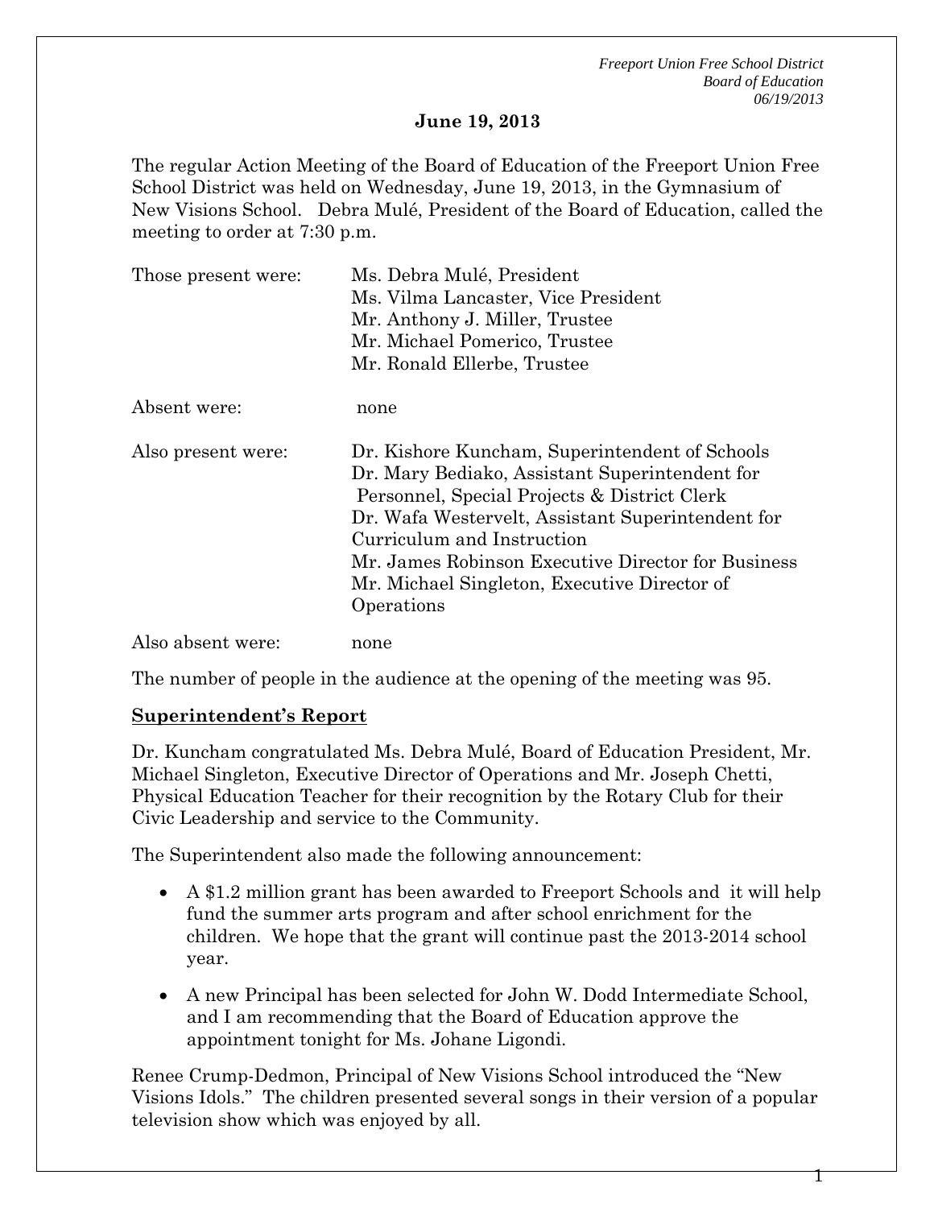## June 19, 2013

The regular Action Meeting of the Board of Education of the Freeport Union Free School District was held on Wednesday, June 19, 2013, in the Gymnasium of New Visions School. Debra Mulé, President of the Board of Education, called the meeting to order at 7:30 p.m.

| | |
|---|---|
| Those present were: | Ms. Debra Mulé, President<br>Ms. Vilma Lancaster, Vice President<br>Mr. Anthony J. Miller, Trustee<br>Mr. Michael Pomerico, Trustee<br>Mr. Ronald Ellerbe, Trustee |
| Absent were: | none |
| Also present were: | Dr. Kishore Kuncham, Superintendent of Schools<br>Dr. Mary Bediako, Assistant Superintendent for Personnel, Special Projects & District Clerk<br>Dr. Wafa Westervelt, Assistant Superintendent for Curriculum and Instruction<br>Mr. James Robinson Executive Director for Business<br>Mr. Michael Singleton, Executive Director of Operations |
| Also absent were: | none |

The number of people in the audience at the opening of the meeting was 95.

**Superintendent's Report**

Dr. Kuncham congratulated Ms. Debra Mulé, Board of Education President, Mr. Michael Singleton, Executive Director of Operations and Mr. Joseph Chetti, Physical Education Teacher for their recognition by the Rotary Club for their Civic Leadership and service to the Community.

The Superintendent also made the following announcement:

- A $1.2 million grant has been awarded to Freeport Schools and it will help fund the summer arts program and after school enrichment for the children. We hope that the grant will continue past the 2013-2014 school year.
- A new Principal has been selected for John W. Dodd Intermediate School, and I am recommending that the Board of Education approve the appointment tonight for Ms. Johane Ligondi.

Renee Crump-Dedmon, Principal of New Visions School introduced the "New Visions Idols." The children presented several songs in their version of a popular television show which was enjoyed by all.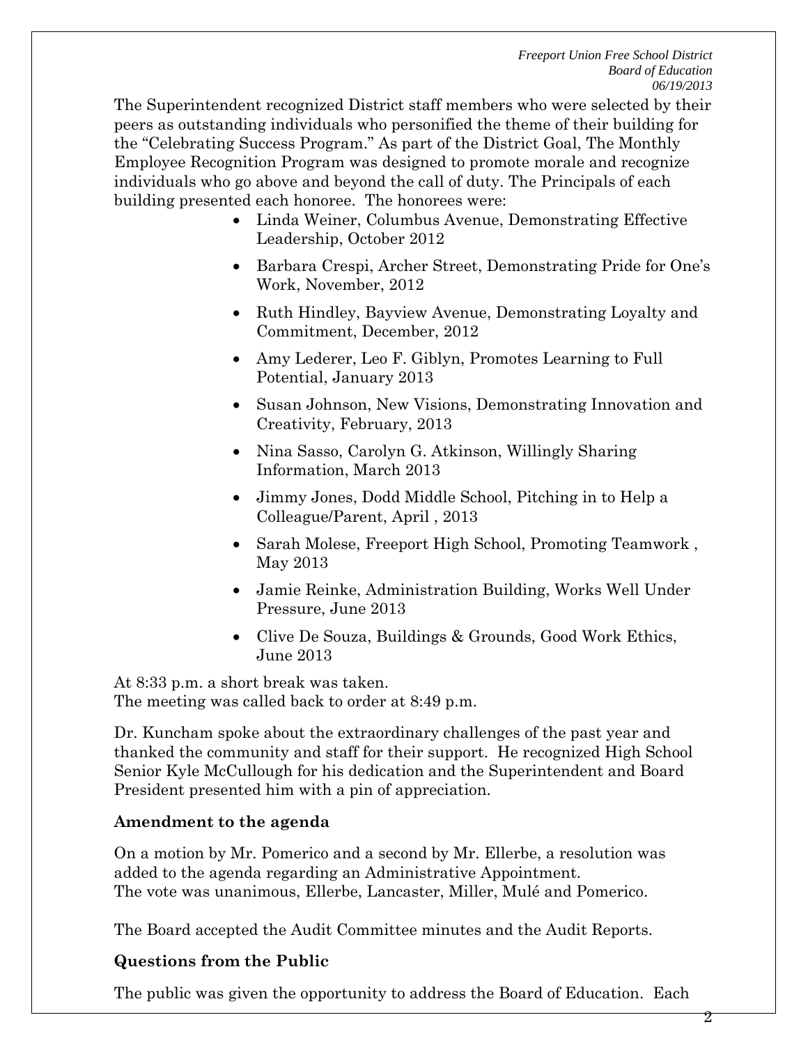The Superintendent recognized District staff members who were selected by their peers as outstanding individuals who personified the theme of their building for the "Celebrating Success Program." As part of the District Goal, The Monthly Employee Recognition Program was designed to promote morale and recognize individuals who go above and beyond the call of duty. The Principals of each building presented each honoree. The honorees were:

- Linda Weiner, Columbus Avenue, Demonstrating Effective Leadership, October 2012
- Barbara Crespi, Archer Street, Demonstrating Pride for One's Work, November, 2012
- Ruth Hindley, Bayview Avenue, Demonstrating Loyalty and Commitment, December, 2012
- Amy Lederer, Leo F. Giblyn, Promotes Learning to Full Potential, January 2013
- Susan Johnson, New Visions, Demonstrating Innovation and Creativity, February, 2013
- Nina Sasso, Carolyn G. Atkinson, Willingly Sharing Information, March 2013
- Jimmy Jones, Dodd Middle School, Pitching in to Help a Colleague/Parent, April , 2013
- Sarah Molese, Freeport High School, Promoting Teamwork , May 2013
- Jamie Reinke, Administration Building, Works Well Under Pressure, June 2013
- Clive De Souza, Buildings & Grounds, Good Work Ethics, June 2013

At 8:33 p.m. a short break was taken.
The meeting was called back to order at 8:49 p.m.

Dr. Kuncham spoke about the extraordinary challenges of the past year and thanked the community and staff for their support. He recognized High School Senior Kyle McCullough for his dedication and the Superintendent and Board President presented him with a pin of appreciation.

**Amendment to the agenda**

On a motion by Mr. Pomerico and a second by Mr. Ellerbe, a resolution was added to the agenda regarding an Administrative Appointment.
The vote was unanimous, Ellerbe, Lancaster, Miller, Mulé and Pomerico.

The Board accepted the Audit Committee minutes and the Audit Reports.

**Questions from the Public**

The public was given the opportunity to address the Board of Education. Each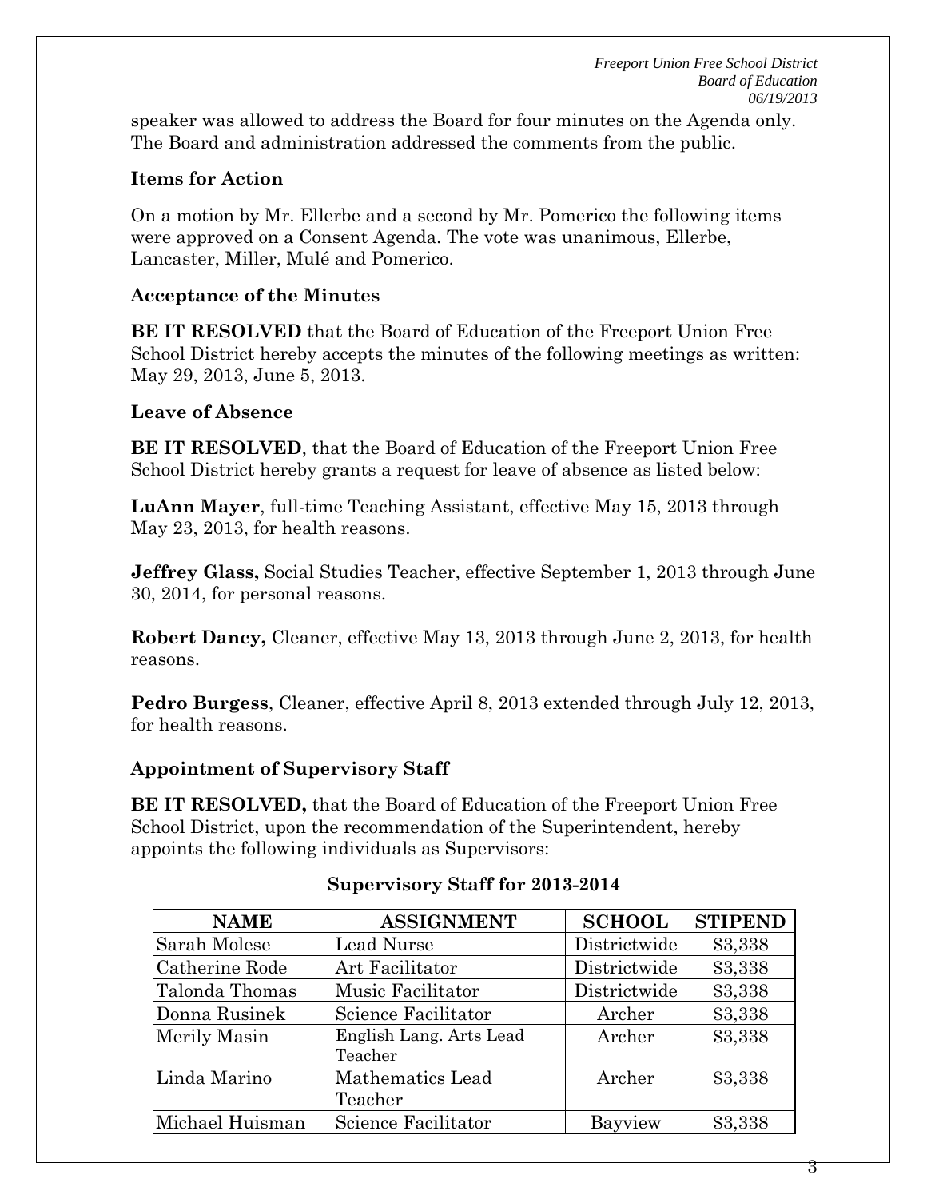speaker was allowed to address the Board for four minutes on the Agenda only. The Board and administration addressed the comments from the public.

### Items for Action

On a motion by Mr. Ellerbe and a second by Mr. Pomerico the following items were approved on a Consent Agenda. The vote was unanimous, Ellerbe, Lancaster, Miller, Mulé and Pomerico.

### Acceptance of the Minutes

**BE IT RESOLVED** that the Board of Education of the Freeport Union Free School District hereby accepts the minutes of the following meetings as written: May 29, 2013, June 5, 2013.

### Leave of Absence

**BE IT RESOLVED**, that the Board of Education of the Freeport Union Free School District hereby grants a request for leave of absence as listed below:

**LuAnn Mayer**, full-time Teaching Assistant, effective May 15, 2013 through May 23, 2013, for health reasons.

**Jeffrey Glass,** Social Studies Teacher, effective September 1, 2013 through June 30, 2014, for personal reasons.

**Robert Dancy,** Cleaner, effective May 13, 2013 through June 2, 2013, for health reasons.

**Pedro Burgess**, Cleaner, effective April 8, 2013 extended through July 12, 2013, for health reasons.

### Appointment of Supervisory Staff

**BE IT RESOLVED,** that the Board of Education of the Freeport Union Free School District, upon the recommendation of the Superintendent, hereby appoints the following individuals as Supervisors:

**Supervisory Staff for 2013-2014**

| NAME | ASSIGNMENT | SCHOOL | STIPEND |
|---|---|---|---|
| Sarah Molese | Lead Nurse | Districtwide | $3,338 |
| Catherine Rode | Art Facilitator | Districtwide | $3,338 |
| Talonda Thomas | Music Facilitator | Districtwide | $3,338 |
| Donna Rusinek | Science Facilitator | Archer | $3,338 |
| Merily Masin | English Lang. Arts Lead Teacher | Archer | $3,338 |
| Linda Marino | Mathematics Lead Teacher | Archer | $3,338 |
| Michael Huisman | Science Facilitator | Bayview | $3,338 |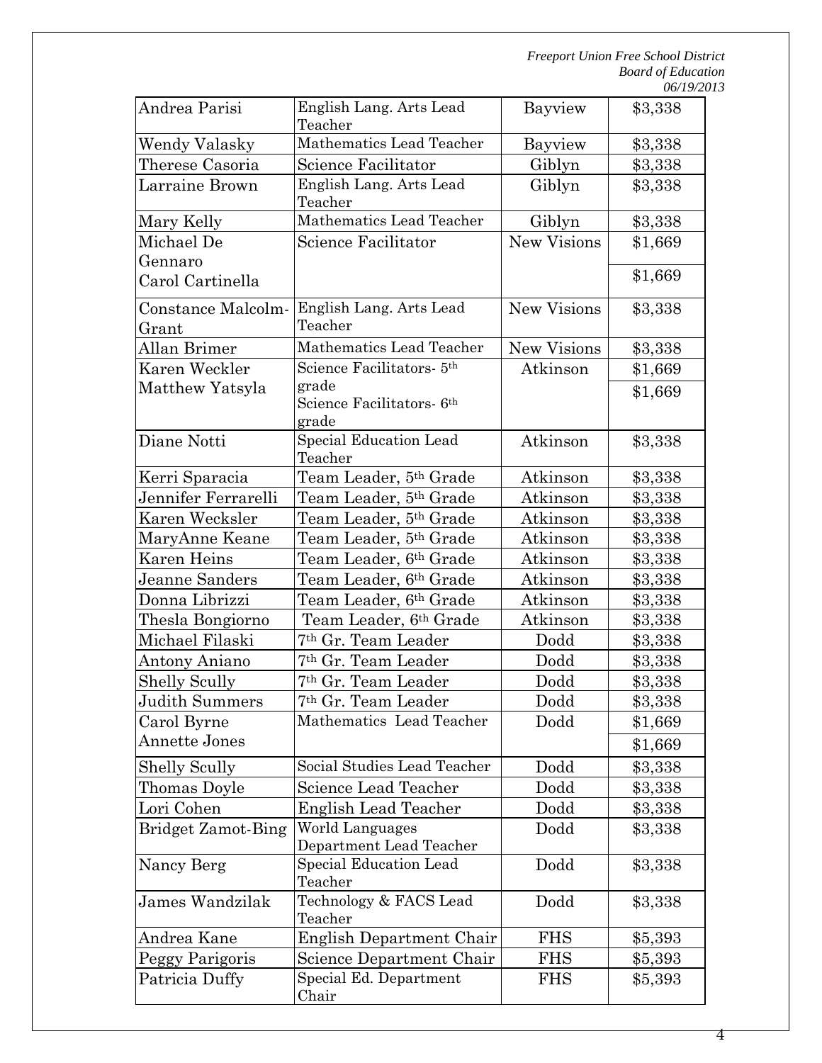| | | | |
|---|---|---|---|
| Andrea Parisi | English Lang. Arts Lead Teacher | Bayview | $3,338 |
| Wendy Valasky | Mathematics Lead Teacher | Bayview | $3,338 |
| Therese Casoria | Science Facilitator | Giblyn | $3,338 |
| Larraine Brown | English Lang. Arts Lead Teacher | Giblyn | $3,338 |
| Mary Kelly | Mathematics Lead Teacher | Giblyn | $3,338 |
| Michael De Gennaro<br>Carol Cartinella | Science Facilitator | New Visions | $1,669<br>$1,669 |
| Constance Malcolm-Grant | English Lang. Arts Lead Teacher | New Visions | $3,338 |
| Allan Brimer | Mathematics Lead Teacher | New Visions | $3,338 |
| Karen Weckler<br>Matthew Yatsyla | Science Facilitators- 5th grade<br>Science Facilitators- 6th grade | Atkinson | $1,669<br>$1,669 |
| Diane Notti | Special Education Lead Teacher | Atkinson | $3,338 |
| Kerri Sparacia | Team Leader, 5th Grade | Atkinson | $3,338 |
| Jennifer Ferrarelli | Team Leader, 5th Grade | Atkinson | $3,338 |
| Karen Wecksler | Team Leader, 5th Grade | Atkinson | $3,338 |
| MaryAnne Keane | Team Leader, 5th Grade | Atkinson | $3,338 |
| Karen Heins | Team Leader, 6th Grade | Atkinson | $3,338 |
| Jeanne Sanders | Team Leader, 6th Grade | Atkinson | $3,338 |
| Donna Librizzi | Team Leader, 6th Grade | Atkinson | $3,338 |
| Thesla Bongiorno | Team Leader, 6th Grade | Atkinson | $3,338 |
| Michael Filaski | 7th Gr. Team Leader | Dodd | $3,338 |
| Antony Aniano | 7th Gr. Team Leader | Dodd | $3,338 |
| Shelly Scully | 7th Gr. Team Leader | Dodd | $3,338 |
| Judith Summers | 7th Gr. Team Leader | Dodd | $3,338 |
| Carol Byrne<br>Annette Jones | Mathematics Lead Teacher | Dodd | $1,669<br>$1,669 |
| Shelly Scully | Social Studies Lead Teacher | Dodd | $3,338 |
| Thomas Doyle | Science Lead Teacher | Dodd | $3,338 |
| Lori Cohen | English Lead Teacher | Dodd | $3,338 |
| Bridget Zamot-Bing | World Languages Department Lead Teacher | Dodd | $3,338 |
| Nancy Berg | Special Education Lead Teacher | Dodd | $3,338 |
| James Wandzilak | Technology & FACS Lead Teacher | Dodd | $3,338 |
| Andrea Kane | English Department Chair | FHS | $5,393 |
| Peggy Parigoris | Science Department Chair | FHS | $5,393 |
| Patricia Duffy | Special Ed. Department Chair | FHS | $5,393 |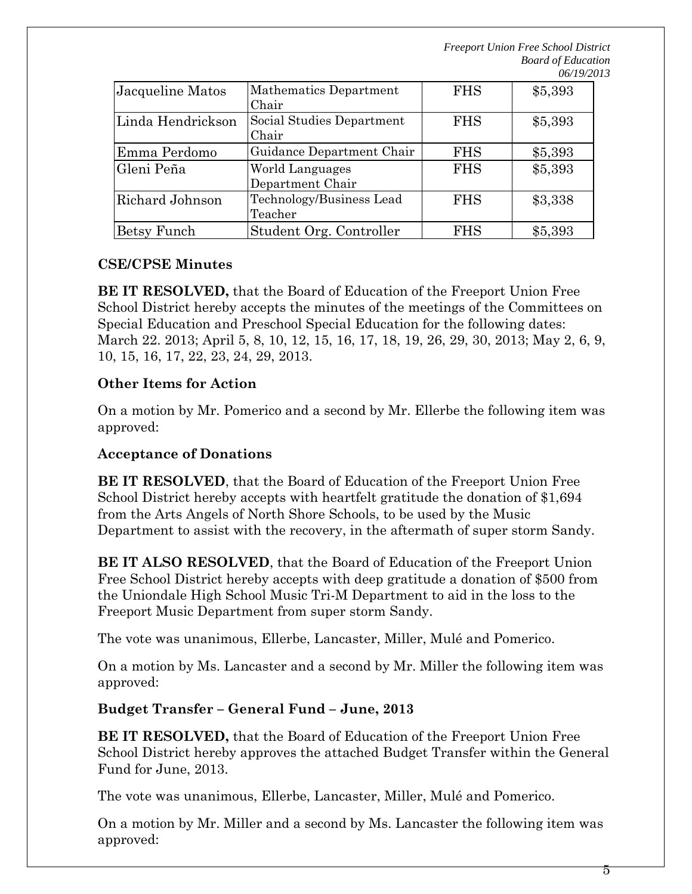| Jacqueline Matos | Mathematics Department Chair | FHS | \$5,393 |
|---|---|---|---|
| Linda Hendrickson | Social Studies Department Chair | FHS | \$5,393 |
| Emma Perdomo | Guidance Department Chair | FHS | \$5,393 |
| Gleni Peña | World Languages Department Chair | FHS | \$5,393 |
| Richard Johnson | Technology/Business Lead Teacher | FHS | \$3,338 |
| Betsy Funch | Student Org. Controller | FHS | \$5,393 |

### CSE/CPSE Minutes

**BE IT RESOLVED,** that the Board of Education of the Freeport Union Free School District hereby accepts the minutes of the meetings of the Committees on Special Education and Preschool Special Education for the following dates: March 22. 2013; April 5, 8, 10, 12, 15, 16, 17, 18, 19, 26, 29, 30, 2013; May 2, 6, 9, 10, 15, 16, 17, 22, 23, 24, 29, 2013.

### Other Items for Action

On a motion by Mr. Pomerico and a second by Mr. Ellerbe the following item was approved:

### Acceptance of Donations

**BE IT RESOLVED**, that the Board of Education of the Freeport Union Free School District hereby accepts with heartfelt gratitude the donation of \$1,694 from the Arts Angels of North Shore Schools, to be used by the Music Department to assist with the recovery, in the aftermath of super storm Sandy.

**BE IT ALSO RESOLVED**, that the Board of Education of the Freeport Union Free School District hereby accepts with deep gratitude a donation of \$500 from the Uniondale High School Music Tri-M Department to aid in the loss to the Freeport Music Department from super storm Sandy.

The vote was unanimous, Ellerbe, Lancaster, Miller, Mulé and Pomerico.

On a motion by Ms. Lancaster and a second by Mr. Miller the following item was approved:

### Budget Transfer – General Fund – June, 2013

**BE IT RESOLVED,** that the Board of Education of the Freeport Union Free School District hereby approves the attached Budget Transfer within the General Fund for June, 2013.

The vote was unanimous, Ellerbe, Lancaster, Miller, Mulé and Pomerico.

On a motion by Mr. Miller and a second by Ms. Lancaster the following item was approved: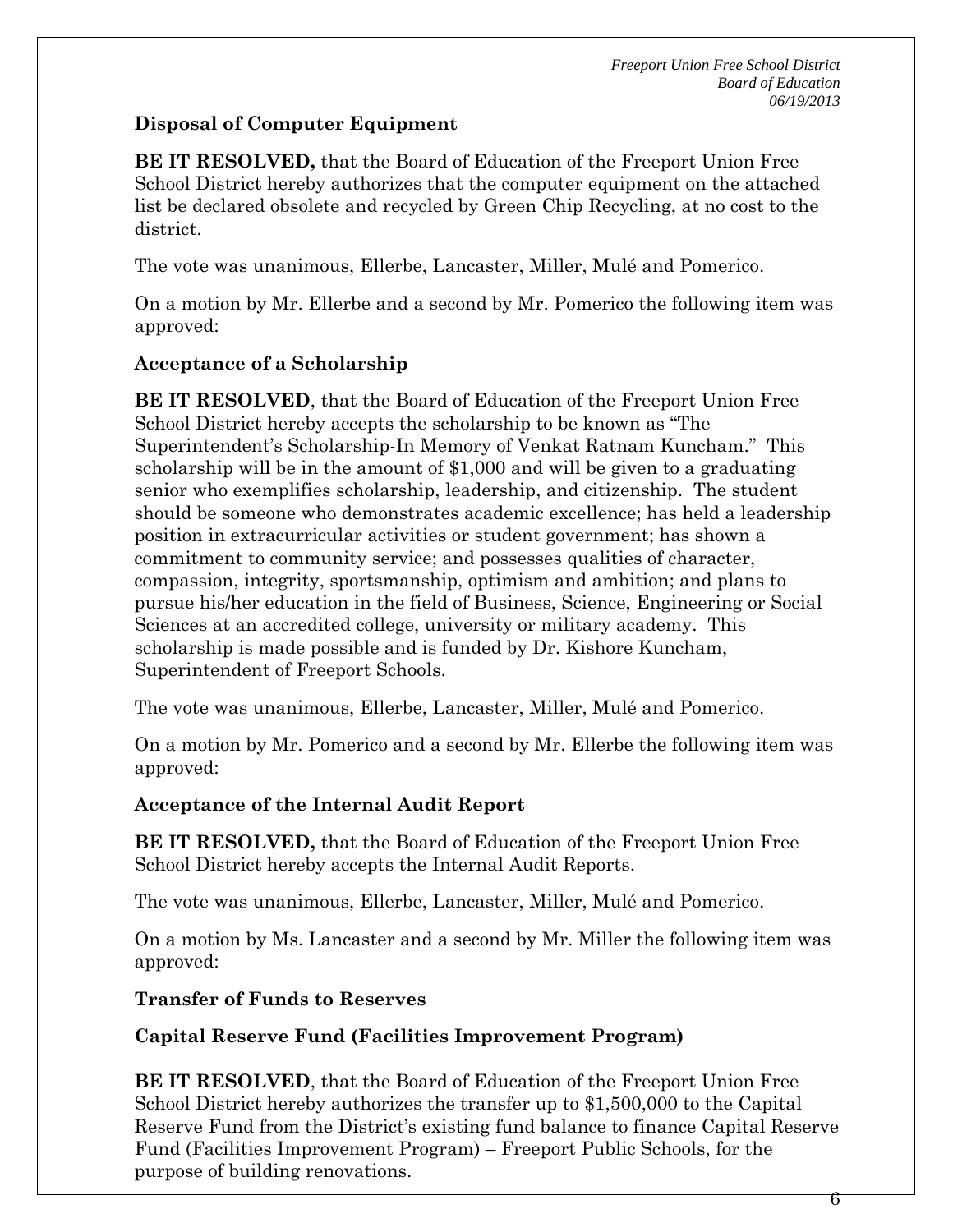**Disposal of Computer Equipment**

**BE IT RESOLVED,** that the Board of Education of the Freeport Union Free School District hereby authorizes that the computer equipment on the attached list be declared obsolete and recycled by Green Chip Recycling, at no cost to the district.

The vote was unanimous, Ellerbe, Lancaster, Miller, Mulé and Pomerico.

On a motion by Mr. Ellerbe and a second by Mr. Pomerico the following item was approved:

**Acceptance of a Scholarship**

**BE IT RESOLVED**, that the Board of Education of the Freeport Union Free School District hereby accepts the scholarship to be known as "The Superintendent's Scholarship-In Memory of Venkat Ratnam Kuncham." This scholarship will be in the amount of $1,000 and will be given to a graduating senior who exemplifies scholarship, leadership, and citizenship. The student should be someone who demonstrates academic excellence; has held a leadership position in extracurricular activities or student government; has shown a commitment to community service; and possesses qualities of character, compassion, integrity, sportsmanship, optimism and ambition; and plans to pursue his/her education in the field of Business, Science, Engineering or Social Sciences at an accredited college, university or military academy. This scholarship is made possible and is funded by Dr. Kishore Kuncham, Superintendent of Freeport Schools.

The vote was unanimous, Ellerbe, Lancaster, Miller, Mulé and Pomerico.

On a motion by Mr. Pomerico and a second by Mr. Ellerbe the following item was approved:

**Acceptance of the Internal Audit Report**

**BE IT RESOLVED,** that the Board of Education of the Freeport Union Free School District hereby accepts the Internal Audit Reports.

The vote was unanimous, Ellerbe, Lancaster, Miller, Mulé and Pomerico.

On a motion by Ms. Lancaster and a second by Mr. Miller the following item was approved:

**Transfer of Funds to Reserves**

**Capital Reserve Fund (Facilities Improvement Program)**

**BE IT RESOLVED**, that the Board of Education of the Freeport Union Free School District hereby authorizes the transfer up to $1,500,000 to the Capital Reserve Fund from the District's existing fund balance to finance Capital Reserve Fund (Facilities Improvement Program) – Freeport Public Schools, for the purpose of building renovations.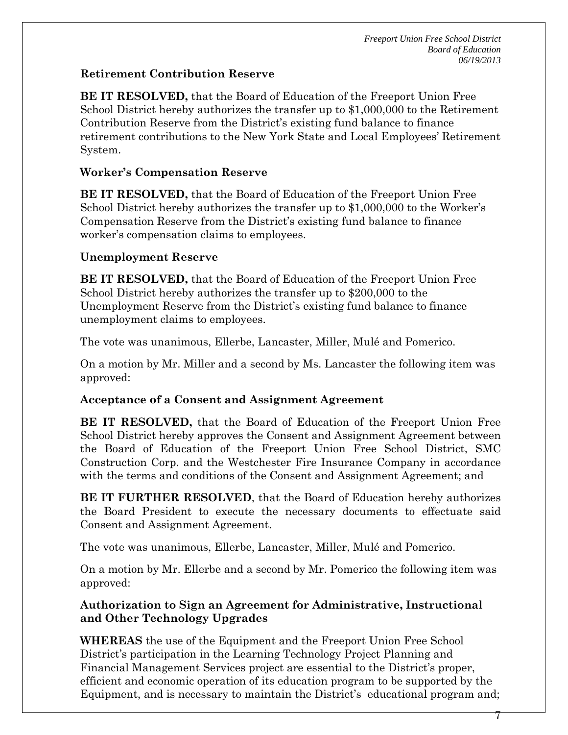**Retirement Contribution Reserve**

**BE IT RESOLVED,** that the Board of Education of the Freeport Union Free School District hereby authorizes the transfer up to $1,000,000 to the Retirement Contribution Reserve from the District's existing fund balance to finance retirement contributions to the New York State and Local Employees' Retirement System.

**Worker's Compensation Reserve**

**BE IT RESOLVED,** that the Board of Education of the Freeport Union Free School District hereby authorizes the transfer up to $1,000,000 to the Worker's Compensation Reserve from the District's existing fund balance to finance worker's compensation claims to employees.

**Unemployment Reserve**

**BE IT RESOLVED,** that the Board of Education of the Freeport Union Free School District hereby authorizes the transfer up to $200,000 to the Unemployment Reserve from the District's existing fund balance to finance unemployment claims to employees.

The vote was unanimous, Ellerbe, Lancaster, Miller, Mulé and Pomerico.

On a motion by Mr. Miller and a second by Ms. Lancaster the following item was approved:

**Acceptance of a Consent and Assignment Agreement**

**BE IT RESOLVED,** that the Board of Education of the Freeport Union Free School District hereby approves the Consent and Assignment Agreement between the Board of Education of the Freeport Union Free School District, SMC Construction Corp. and the Westchester Fire Insurance Company in accordance with the terms and conditions of the Consent and Assignment Agreement; and

**BE IT FURTHER RESOLVED**, that the Board of Education hereby authorizes the Board President to execute the necessary documents to effectuate said Consent and Assignment Agreement.

The vote was unanimous, Ellerbe, Lancaster, Miller, Mulé and Pomerico.

On a motion by Mr. Ellerbe and a second by Mr. Pomerico the following item was approved:

**Authorization to Sign an Agreement for Administrative, Instructional and Other Technology Upgrades**

**WHEREAS** the use of the Equipment and the Freeport Union Free School District's participation in the Learning Technology Project Planning and Financial Management Services project are essential to the District's proper, efficient and economic operation of its education program to be supported by the Equipment, and is necessary to maintain the District's educational program and;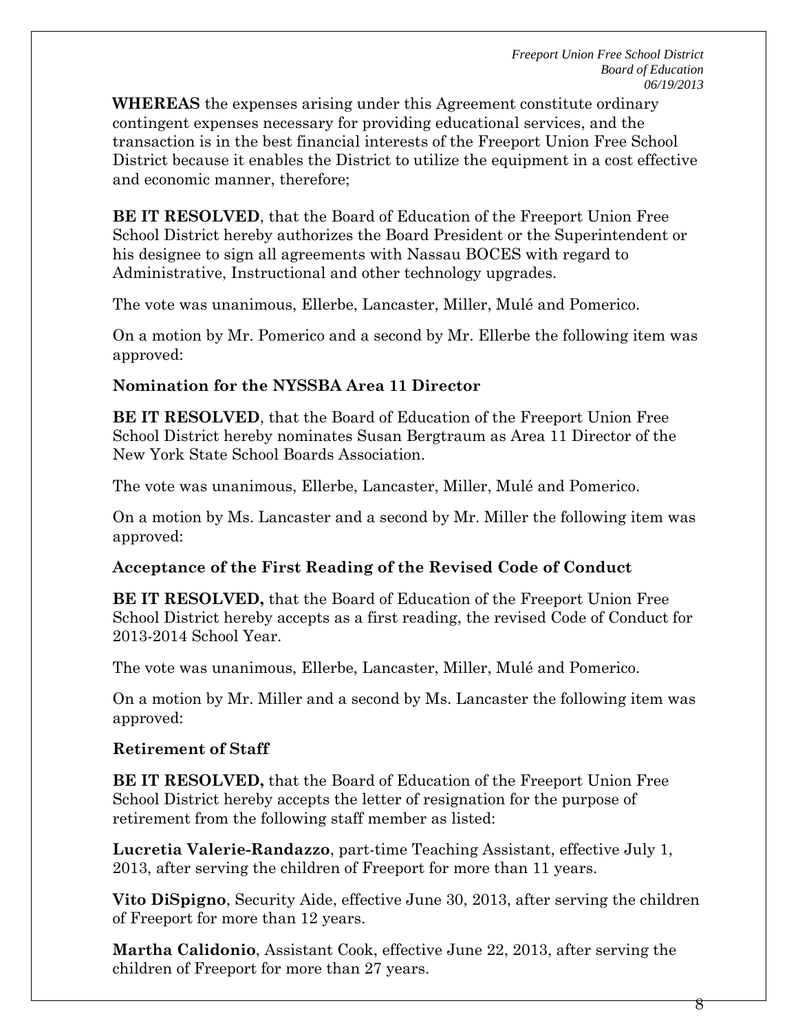**WHEREAS** the expenses arising under this Agreement constitute ordinary contingent expenses necessary for providing educational services, and the transaction is in the best financial interests of the Freeport Union Free School District because it enables the District to utilize the equipment in a cost effective and economic manner, therefore;

**BE IT RESOLVED**, that the Board of Education of the Freeport Union Free School District hereby authorizes the Board President or the Superintendent or his designee to sign all agreements with Nassau BOCES with regard to Administrative, Instructional and other technology upgrades.

The vote was unanimous, Ellerbe, Lancaster, Miller, Mulé and Pomerico.

On a motion by Mr. Pomerico and a second by Mr. Ellerbe the following item was approved:

**Nomination for the NYSSBA Area 11 Director**

**BE IT RESOLVED**, that the Board of Education of the Freeport Union Free School District hereby nominates Susan Bergtraum as Area 11 Director of the New York State School Boards Association.

The vote was unanimous, Ellerbe, Lancaster, Miller, Mulé and Pomerico.

On a motion by Ms. Lancaster and a second by Mr. Miller the following item was approved:

**Acceptance of the First Reading of the Revised Code of Conduct**

**BE IT RESOLVED,** that the Board of Education of the Freeport Union Free School District hereby accepts as a first reading, the revised Code of Conduct for 2013-2014 School Year.

The vote was unanimous, Ellerbe, Lancaster, Miller, Mulé and Pomerico.

On a motion by Mr. Miller and a second by Ms. Lancaster the following item was approved:

**Retirement of Staff**

**BE IT RESOLVED,** that the Board of Education of the Freeport Union Free School District hereby accepts the letter of resignation for the purpose of retirement from the following staff member as listed:

**Lucretia Valerie-Randazzo**, part-time Teaching Assistant, effective July 1, 2013, after serving the children of Freeport for more than 11 years.

**Vito DiSpigno**, Security Aide, effective June 30, 2013, after serving the children of Freeport for more than 12 years.

**Martha Calidonio**, Assistant Cook, effective June 22, 2013, after serving the children of Freeport for more than 27 years.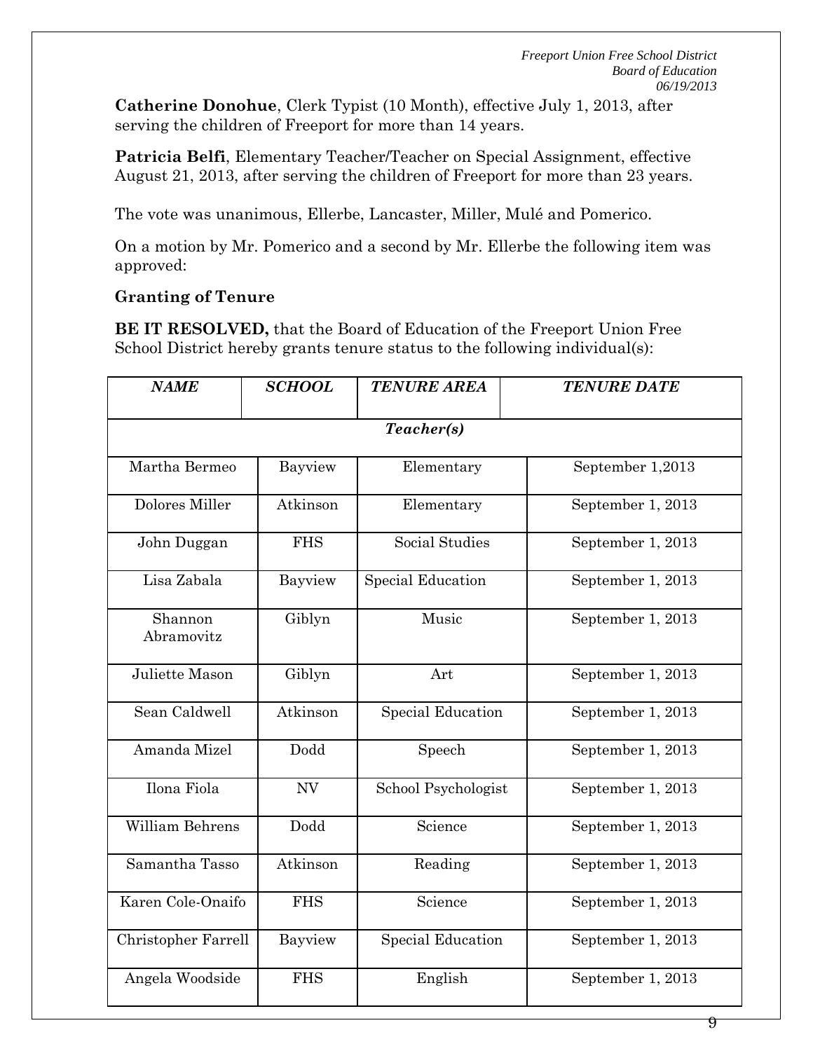**Catherine Donohue**, Clerk Typist (10 Month), effective July 1, 2013, after serving the children of Freeport for more than 14 years.

**Patricia Belfi**, Elementary Teacher/Teacher on Special Assignment, effective August 21, 2013, after serving the children of Freeport for more than 23 years.

The vote was unanimous, Ellerbe, Lancaster, Miller, Mulé and Pomerico.

On a motion by Mr. Pomerico and a second by Mr. Ellerbe the following item was approved:

**Granting of Tenure**

**BE IT RESOLVED,** that the Board of Education of the Freeport Union Free School District hereby grants tenure status to the following individual(s):

| ***NAME*** | ***SCHOOL*** | ***TENURE AREA*** | ***TENURE DATE*** |
|---|---|---|---|
| ***Teacher(s)*** | | | |
| Martha Bermeo | Bayview | Elementary | September 1,2013 |
| Dolores Miller | Atkinson | Elementary | September 1, 2013 |
| John Duggan | FHS | Social Studies | September 1, 2013 |
| Lisa Zabala | Bayview | Special Education | September 1, 2013 |
| Shannon Abramovitz | Giblyn | Music | September 1, 2013 |
| Juliette Mason | Giblyn | Art | September 1, 2013 |
| Sean Caldwell | Atkinson | Special Education | September 1, 2013 |
| Amanda Mizel | Dodd | Speech | September 1, 2013 |
| Ilona Fiola | NV | School Psychologist | September 1, 2013 |
| William Behrens | Dodd | Science | September 1, 2013 |
| Samantha Tasso | Atkinson | Reading | September 1, 2013 |
| Karen Cole-Onaifo | FHS | Science | September 1, 2013 |
| Christopher Farrell | Bayview | Special Education | September 1, 2013 |
| Angela Woodside | FHS | English | September 1, 2013 |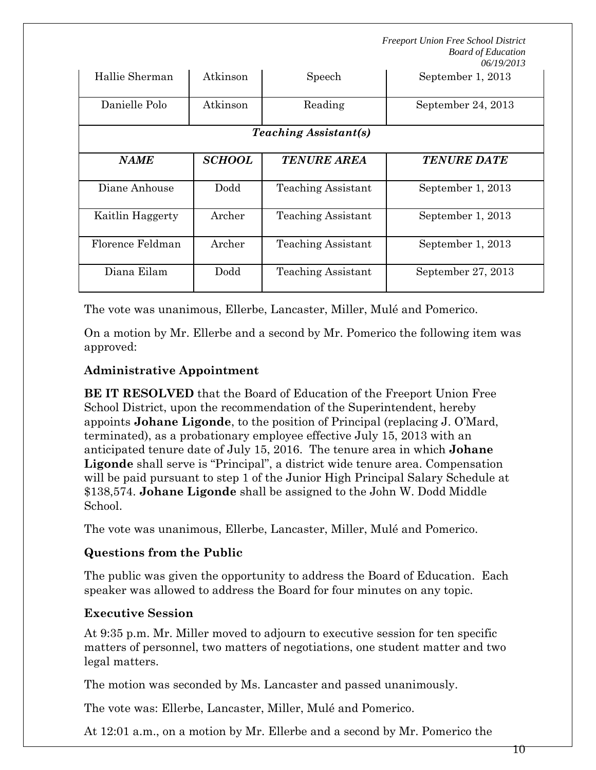| | | | |
|---|---|---|---|
| Hallie Sherman | Atkinson | Speech | September 1, 2013 |
| Danielle Polo | Atkinson | Reading | September 24, 2013 |
| ***Teaching Assistant(s)*** | | | |
| ***NAME*** | ***SCHOOL*** | ***TENURE AREA*** | ***TENURE DATE*** |
| Diane Anhouse | Dodd | Teaching Assistant | September 1, 2013 |
| Kaitlin Haggerty | Archer | Teaching Assistant | September 1, 2013 |
| Florence Feldman | Archer | Teaching Assistant | September 1, 2013 |
| Diana Eilam | Dodd | Teaching Assistant | September 27, 2013 |

The vote was unanimous, Ellerbe, Lancaster, Miller, Mulé and Pomerico.

On a motion by Mr. Ellerbe and a second by Mr. Pomerico the following item was approved:

**Administrative Appointment**

**BE IT RESOLVED** that the Board of Education of the Freeport Union Free School District, upon the recommendation of the Superintendent, hereby appoints **Johane Ligonde**, to the position of Principal (replacing J. O'Mard, terminated), as a probationary employee effective July 15, 2013 with an anticipated tenure date of July 15, 2016. The tenure area in which **Johane Ligonde** shall serve is "Principal", a district wide tenure area. Compensation will be paid pursuant to step 1 of the Junior High Principal Salary Schedule at $138,574. **Johane Ligonde** shall be assigned to the John W. Dodd Middle School.

The vote was unanimous, Ellerbe, Lancaster, Miller, Mulé and Pomerico.

**Questions from the Public**

The public was given the opportunity to address the Board of Education. Each speaker was allowed to address the Board for four minutes on any topic.

**Executive Session**

At 9:35 p.m. Mr. Miller moved to adjourn to executive session for ten specific matters of personnel, two matters of negotiations, one student matter and two legal matters.

The motion was seconded by Ms. Lancaster and passed unanimously.

The vote was: Ellerbe, Lancaster, Miller, Mulé and Pomerico.

At 12:01 a.m., on a motion by Mr. Ellerbe and a second by Mr. Pomerico the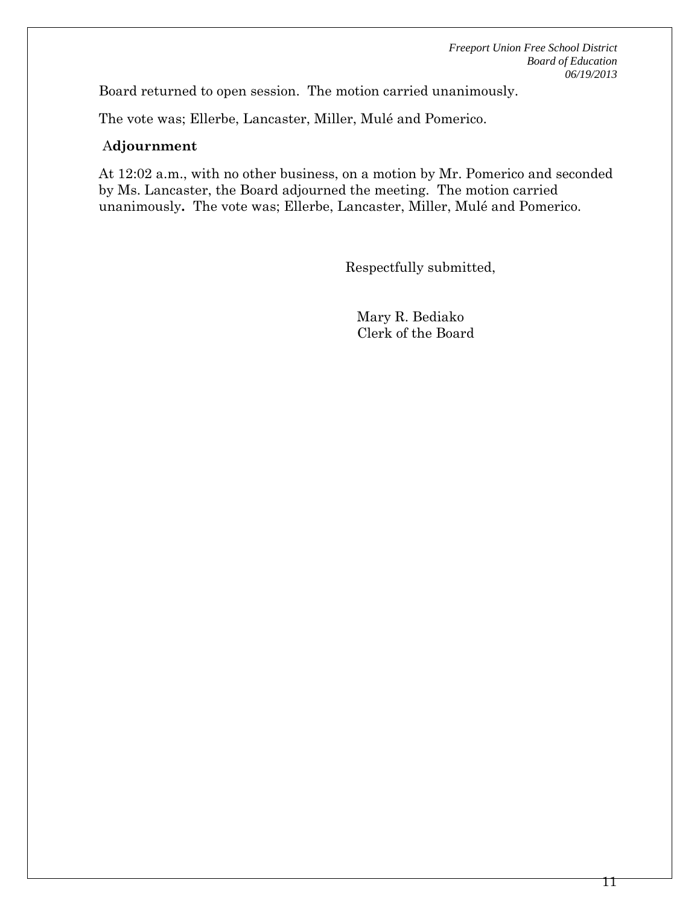Board returned to open session. The motion carried unanimously.

The vote was; Ellerbe, Lancaster, Miller, Mulé and Pomerico.

**Adjournment**

At 12:02 a.m., with no other business, on a motion by Mr. Pomerico and seconded by Ms. Lancaster, the Board adjourned the meeting. The motion carried unanimously**.** The vote was; Ellerbe, Lancaster, Miller, Mulé and Pomerico.

Respectfully submitted,

Mary R. Bediako
Clerk of the Board